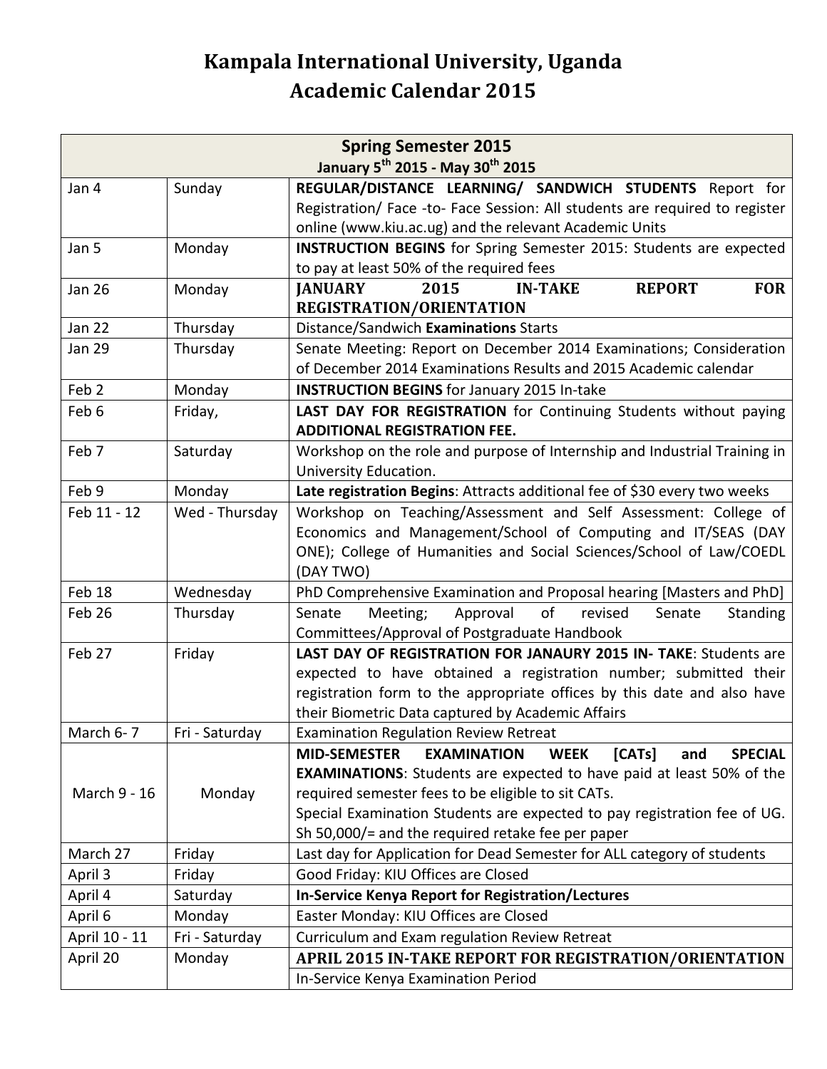# Kampala International University, Uganda
# Academic Calendar 2015

| Spring Semester 2015<br>January 5th 2015 - May 30th 2015 | | |
|---|---|---|
| Jan 4 | Sunday | **REGULAR/DISTANCE LEARNING/ SANDWICH STUDENTS** Report for Registration/ Face -to- Face Session: All students are required to register online (www.kiu.ac.ug) and the relevant Academic Units |
| Jan 5 | Monday | **INSTRUCTION BEGINS** for Spring Semester 2015: Students are expected to pay at least 50% of the required fees |
| Jan 26 | Monday | **JANUARY 2015 IN-TAKE REPORT FOR REGISTRATION/ORIENTATION** |
| Jan 22 | Thursday | Distance/Sandwich **Examinations** Starts |
| Jan 29 | Thursday | Senate Meeting: Report on December 2014 Examinations; Consideration of December 2014 Examinations Results and 2015 Academic calendar |
| Feb 2 | Monday | **INSTRUCTION BEGINS** for January 2015 In-take |
| Feb 6 | Friday, | **LAST DAY FOR REGISTRATION** for Continuing Students without paying **ADDITIONAL REGISTRATION FEE.** |
| Feb 7 | Saturday | Workshop on the role and purpose of Internship and Industrial Training in University Education. |
| Feb 9 | Monday | **Late registration Begins**: Attracts additional fee of $30 every two weeks |
| Feb 11 - 12 | Wed - Thursday | Workshop on Teaching/Assessment and Self Assessment: College of Economics and Management/School of Computing and IT/SEAS (DAY ONE); College of Humanities and Social Sciences/School of Law/COEDL (DAY TWO) |
| Feb 18 | Wednesday | PhD Comprehensive Examination and Proposal hearing [Masters and PhD] |
| Feb 26 | Thursday | Senate Meeting; Approval of revised Senate Standing Committees/Approval of Postgraduate Handbook |
| Feb 27 | Friday | **LAST DAY OF REGISTRATION FOR JANAURY 2015 IN- TAKE**: Students are expected to have obtained a registration number; submitted their registration form to the appropriate offices by this date and also have their Biometric Data captured by Academic Affairs |
| March 6- 7 | Fri - Saturday | Examination Regulation Review Retreat |
| March 9 - 16 | Monday | **MID-SEMESTER EXAMINATION WEEK [CATs] and SPECIAL EXAMINATIONS**: Students are expected to have paid at least 50% of the required semester fees to be eligible to sit CATs.<br>Special Examination Students are expected to pay registration fee of UG. Sh 50,000/= and the required retake fee per paper |
| March 27 | Friday | Last day for Application for Dead Semester for ALL category of students |
| April 3 | Friday | Good Friday: KIU Offices are Closed |
| April 4 | Saturday | **In-Service Kenya Report for Registration/Lectures** |
| April 6 | Monday | Easter Monday: KIU Offices are Closed |
| April 10 - 11 | Fri - Saturday | Curriculum and Exam regulation Review Retreat |
| April 20 | Monday | **APRIL 2015 IN-TAKE REPORT FOR REGISTRATION/ORIENTATION**<br>In-Service Kenya Examination Period |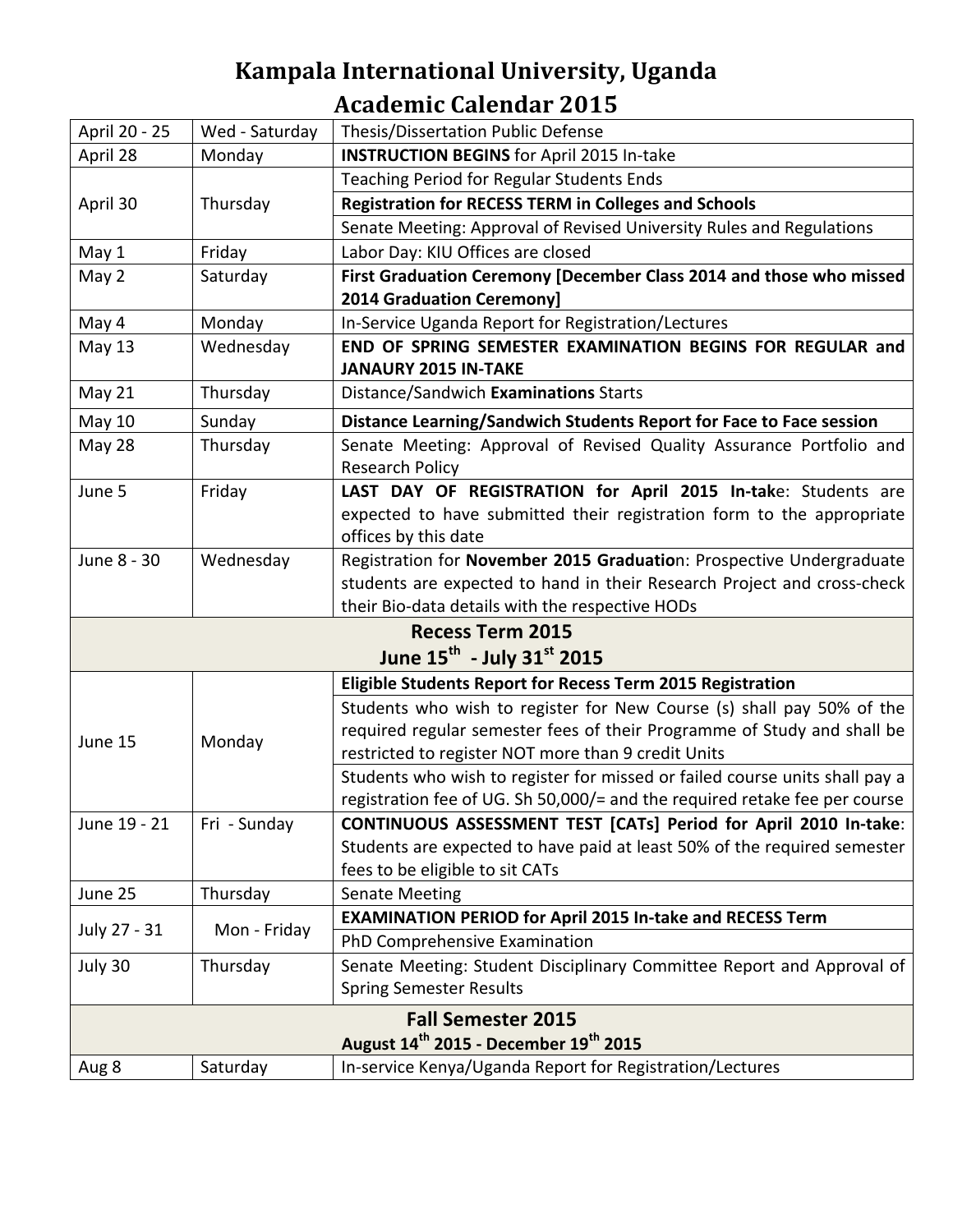# Kampala International University, Uganda

## Academic Calendar 2015

| | | |
|---|---|---|
| April 20 - 25 | Wed - Saturday | Thesis/Dissertation Public Defense |
| April 28 | Monday | **INSTRUCTION BEGINS** for April 2015 In-take |
| April 30 | Thursday | Teaching Period for Regular Students Ends |
| | | **Registration for RECESS TERM in Colleges and Schools** |
| | | Senate Meeting: Approval of Revised University Rules and Regulations |
| May 1 | Friday | Labor Day: KIU Offices are closed |
| May 2 | Saturday | **First Graduation Ceremony [December Class 2014 and those who missed 2014 Graduation Ceremony]** |
| May 4 | Monday | In-Service Uganda Report for Registration/Lectures |
| May 13 | Wednesday | **END OF SPRING SEMESTER EXAMINATION BEGINS FOR REGULAR and JANAURY 2015 IN-TAKE** |
| May 21 | Thursday | Distance/Sandwich **Examinations** Starts |
| May 10 | Sunday | **Distance Learning/Sandwich Students Report for Face to Face session** |
| May 28 | Thursday | Senate Meeting: Approval of Revised Quality Assurance Portfolio and Research Policy |
| June 5 | Friday | **LAST DAY OF REGISTRATION for April 2015 In-tak**e: Students are expected to have submitted their registration form to the appropriate offices by this date |
| June 8 - 30 | Wednesday | Registration for **November 2015 Graduatio**n: Prospective Undergraduate students are expected to hand in their Research Project and cross-check their Bio-data details with the respective HODs |
| **Recess Term 2015** **June 15th - July 31st 2015** | | |
| June 15 | Monday | **Eligible Students Report for Recess Term 2015 Registration** |
| | | Students who wish to register for New Course (s) shall pay 50% of the required regular semester fees of their Programme of Study and shall be restricted to register NOT more than 9 credit Units |
| | | Students who wish to register for missed or failed course units shall pay a registration fee of UG. Sh 50,000/= and the required retake fee per course |
| June 19 - 21 | Fri - Sunday | **CONTINUOUS ASSESSMENT TEST [CATs] Period for April 2010 In-take**: Students are expected to have paid at least 50% of the required semester fees to be eligible to sit CATs |
| June 25 | Thursday | Senate Meeting |
| July 27 - 31 | Mon - Friday | **EXAMINATION PERIOD for April 2015 In-take and RECESS Term** |
| | | PhD Comprehensive Examination |
| July 30 | Thursday | Senate Meeting: Student Disciplinary Committee Report and Approval of Spring Semester Results |
| **Fall Semester 2015** **August 14th 2015 - December 19th 2015** | | |
| Aug 8 | Saturday | In-service Kenya/Uganda Report for Registration/Lectures |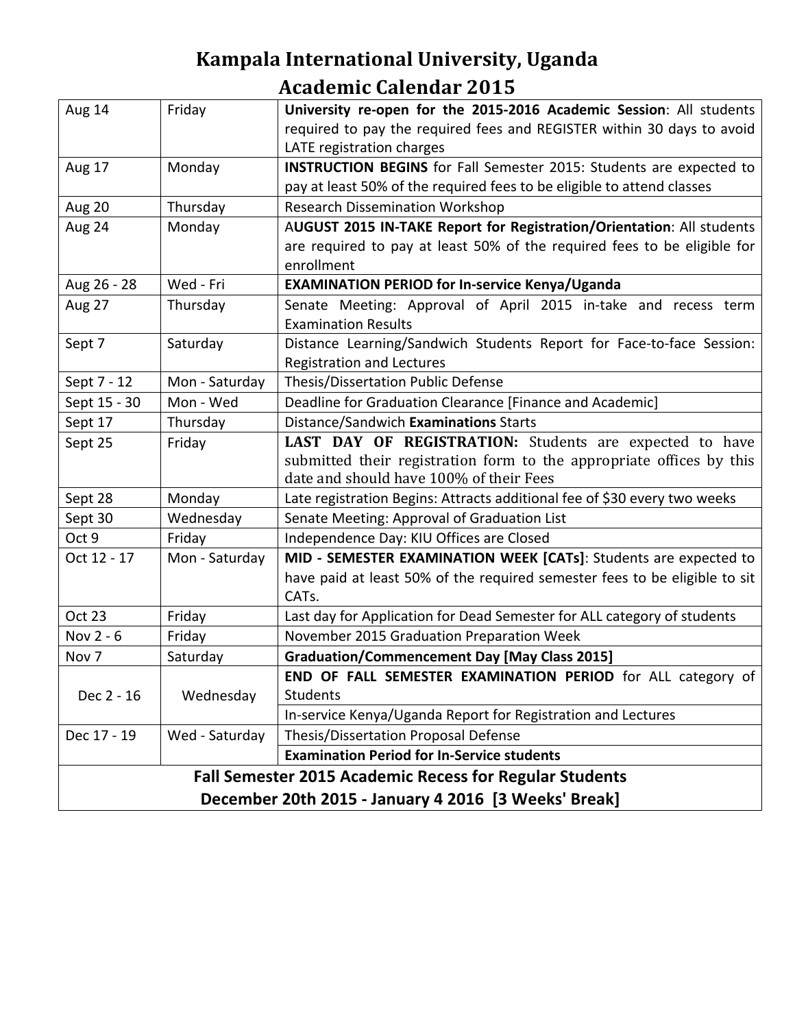# Kampala International University, Uganda

## Academic Calendar 2015

| | | |
|---|---|---|
| Aug 14 | Friday | **University re-open for the 2015-2016 Academic Session**: All students required to pay the required fees and REGISTER within 30 days to avoid LATE registration charges |
| Aug 17 | Monday | **INSTRUCTION BEGINS** for Fall Semester 2015: Students are expected to pay at least 50% of the required fees to be eligible to attend classes |
| Aug 20 | Thursday | Research Dissemination Workshop |
| Aug 24 | Monday | A**UGUST 2015 IN-TAKE Report for Registration/Orientation**: All students are required to pay at least 50% of the required fees to be eligible for enrollment |
| Aug 26 - 28 | Wed - Fri | **EXAMINATION PERIOD for In-service Kenya/Uganda** |
| Aug 27 | Thursday | Senate Meeting: Approval of April 2015 in-take and recess term Examination Results |
| Sept 7 | Saturday | Distance Learning/Sandwich Students Report for Face-to-face Session: Registration and Lectures |
| Sept 7 - 12 | Mon - Saturday | Thesis/Dissertation Public Defense |
| Sept 15 - 30 | Mon - Wed | Deadline for Graduation Clearance [Finance and Academic] |
| Sept 17 | Thursday | Distance/Sandwich **Examinations** Starts |
| Sept 25 | Friday | **LAST DAY OF REGISTRATION:** Students are expected to have submitted their registration form to the appropriate offices by this date and should have 100% of their Fees |
| Sept 28 | Monday | Late registration Begins: Attracts additional fee of $30 every two weeks |
| Sept 30 | Wednesday | Senate Meeting: Approval of Graduation List |
| Oct 9 | Friday | Independence Day: KIU Offices are Closed |
| Oct 12 - 17 | Mon - Saturday | **MID - SEMESTER EXAMINATION WEEK [CATs]**: Students are expected to have paid at least 50% of the required semester fees to be eligible to sit CATs. |
| Oct 23 | Friday | Last day for Application for Dead Semester for ALL category of students |
| Nov 2 - 6 | Friday | November 2015 Graduation Preparation Week |
| Nov 7 | Saturday | **Graduation/Commencement Day [May Class 2015]** |
| Dec 2 - 16 | Wednesday | **END OF FALL SEMESTER EXAMINATION PERIOD** for ALL category of Students |
| | | In-service Kenya/Uganda Report for Registration and Lectures |
| Dec 17 - 19 | Wed - Saturday | Thesis/Dissertation Proposal Defense |
| | | **Examination Period for In-Service students** |

**Fall Semester 2015 Academic Recess for Regular Students**

**December 20th 2015 - January 4 2016 [3 Weeks' Break]**